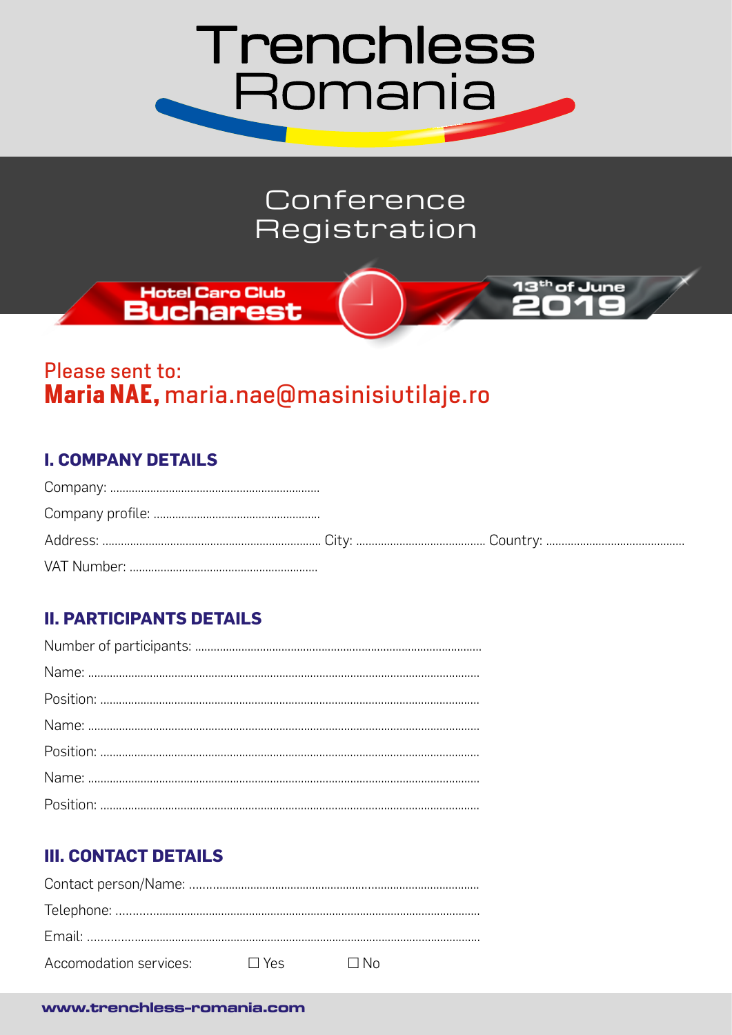# Trenchless Romania

## Conference Registration

Hotel Caro Club
**Bucharest**

13th of June
**2019**

Please sent to:
**Maria NAE,** maria.nae@masinisiutilaje.ro

### I. COMPANY DETAILS

Company: ....................................................................

Company profile: ......................................................

Address: ....................................................................... City: .......................................... Country: .............................................

VAT Number: .............................................................

### II. PARTICIPANTS DETAILS

Number of participants: ...........................................................................................

Name: ............................................................................................................................

Position: .........................................................................................................................

Name: ............................................................................................................................

Position: .........................................................................................................................

Name: ............................................................................................................................

Position: .........................................................................................................................

### III. CONTACT DETAILS

Contact person/Name: ...........................................................................................

Telephone: ...................................................................................................................

Email: .............................................................................................................................

Accomodation services: ☐ Yes ☐ No

www.trenchless-romania.com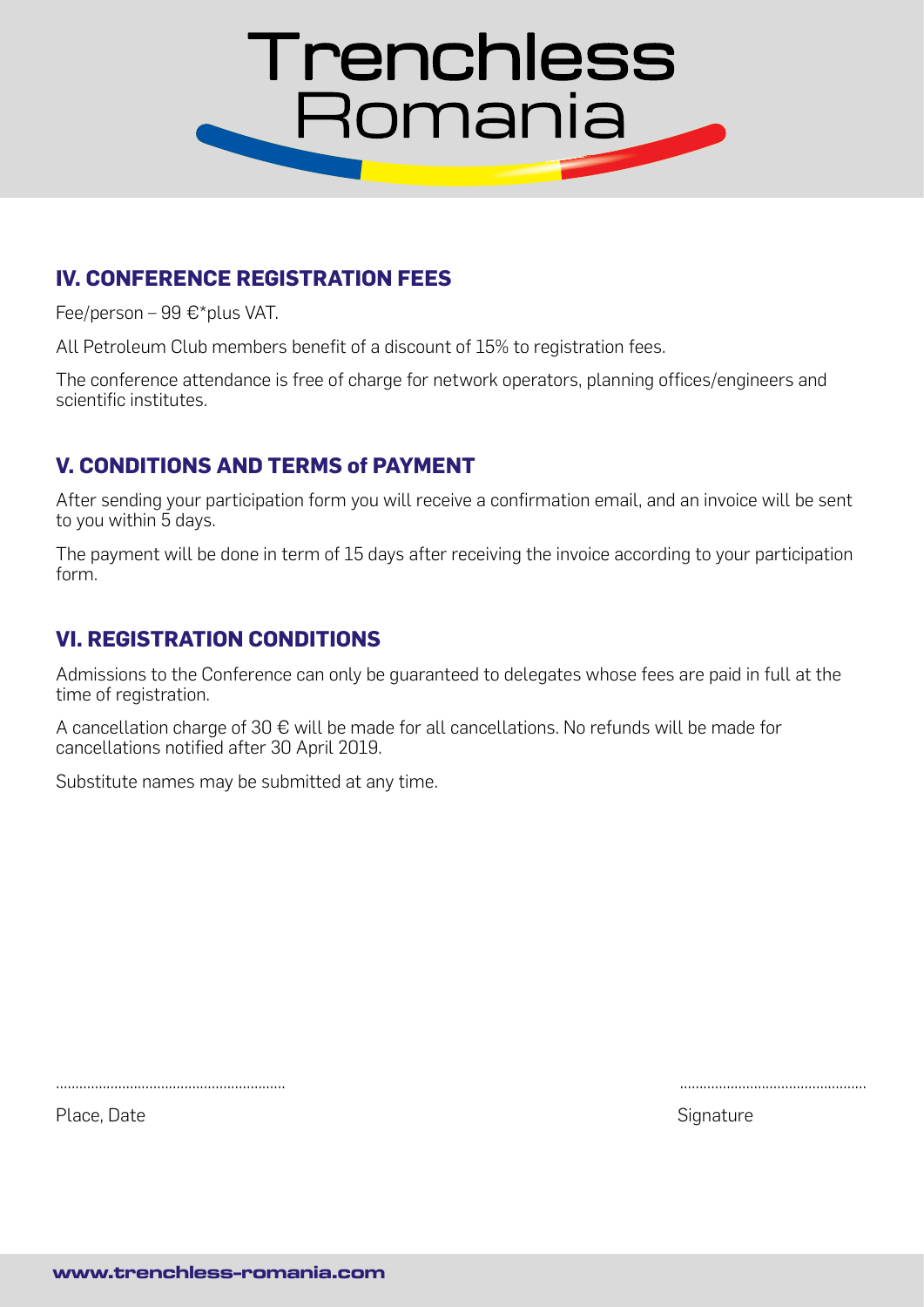Trenchless Romania

## IV. CONFERENCE REGISTRATION FEES

Fee/person – 99 €*plus VAT.

All Petroleum Club members benefit of a discount of 15% to registration fees.

The conference attendance is free of charge for network operators, planning offices/engineers and scientific institutes.

## V. CONDITIONS AND TERMS of PAYMENT

After sending your participation form you will receive a confirmation email, and an invoice will be sent to you within 5 days.

The payment will be done in term of 15 days after receiving the invoice according to your participation form.

## VI. REGISTRATION CONDITIONS

Admissions to the Conference can only be guaranteed to delegates whose fees are paid in full at the time of registration.

A cancellation charge of 30 € will be made for all cancellations. No refunds will be made for cancellations notified after 30 April 2019.

Substitute names may be submitted at any time.

.......................................................... ................................................

Place, Date Signature

**www.trenchless-romania.com**